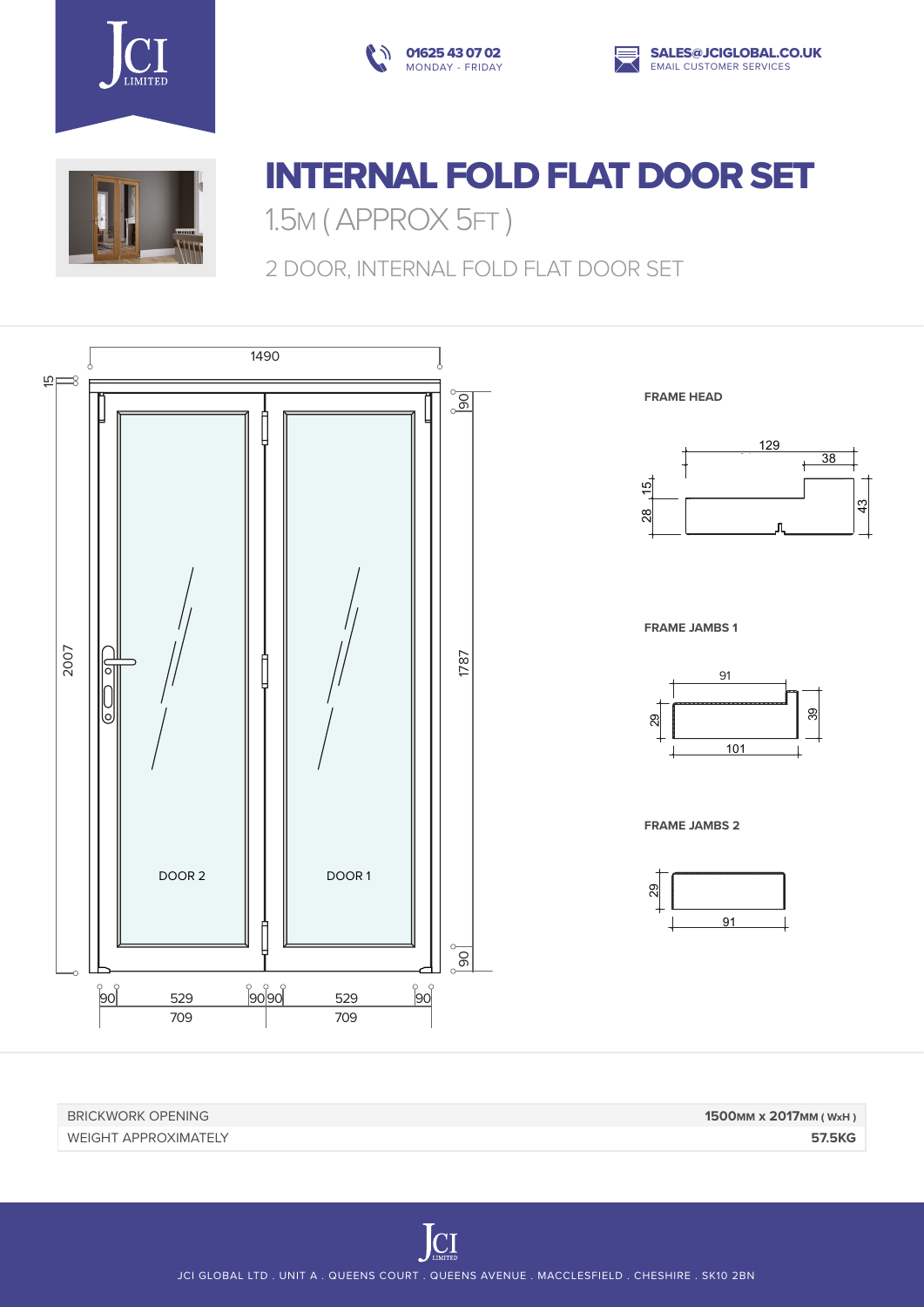01625 43 07 02
MONDAY - FRIDAY

SALES@JCIGLOBAL.CO.UK
EMAIL CUSTOMER SERVICES

# INTERNAL FOLD FLAT DOOR SET

1.5M ( APPROX 5FT )

2 DOOR, INTERNAL FOLD FLAT DOOR SET

1490

15

2007

1787

90

90

DOOR 2

DOOR 1

90 529 90 90 529 90

709 709

**FRAME HEAD**

129

38

15

28

43

**FRAME JAMBS 1**

91

29

39

101

**FRAME JAMBS 2**

29

91

| | |
|---|---|
| BRICKWORK OPENING | **1500MM x 2017MM ( WxH )** |
| WEIGHT APPROXIMATELY | **57.5KG** |

JCI GLOBAL LTD . UNIT A . QUEENS COURT . QUEENS AVENUE . MACCLESFIELD . CHESHIRE . SK10 2BN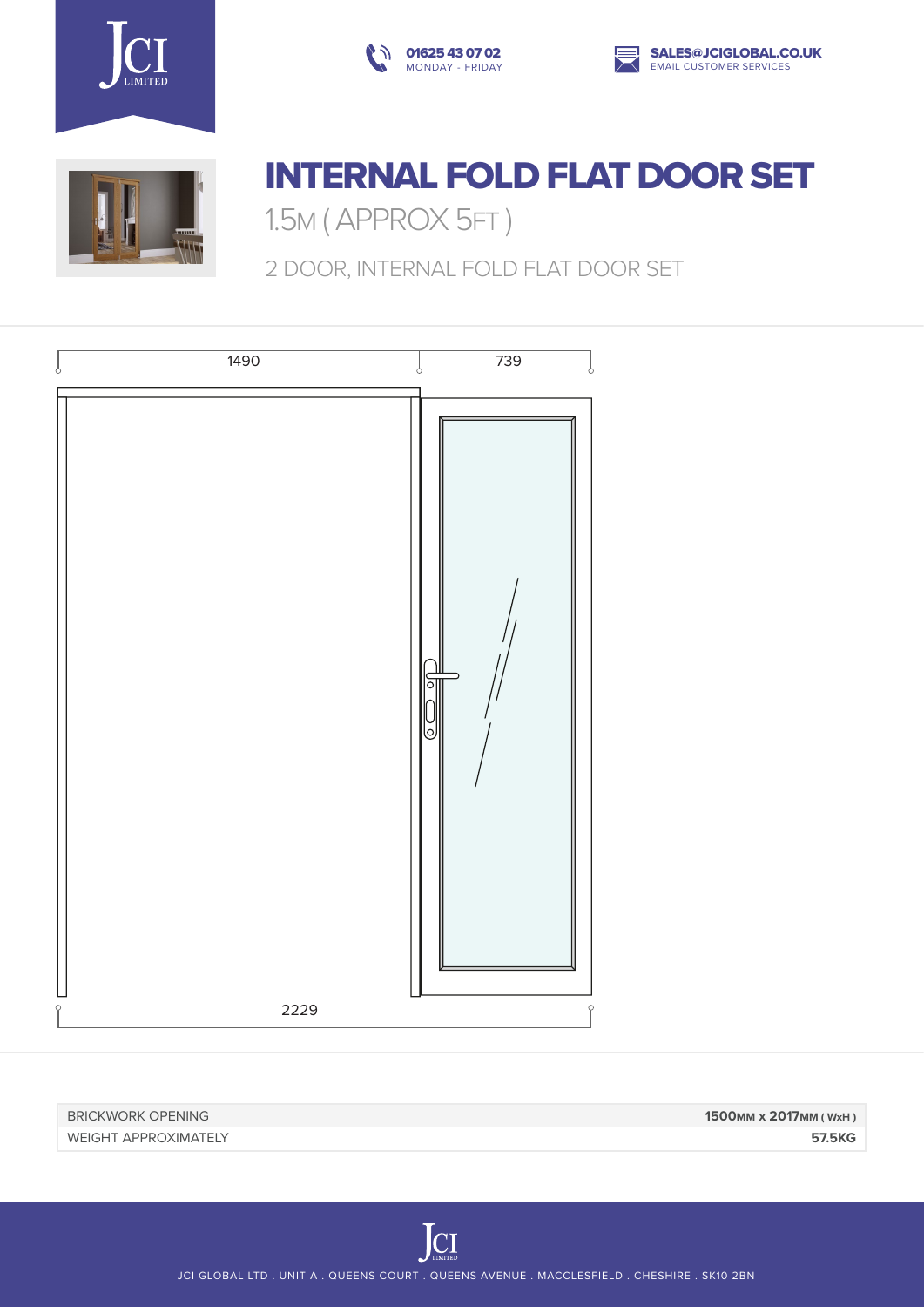# INTERNAL FOLD FLAT DOOR SET

1.5M ( APPROX 5FT )

2 DOOR, INTERNAL FOLD FLAT DOOR SET

1490

739

2229

| BRICKWORK OPENING | 1500MM x 2017MM ( WxH ) |
| --- | --- |
| WEIGHT APPROXIMATELY | 57.5KG |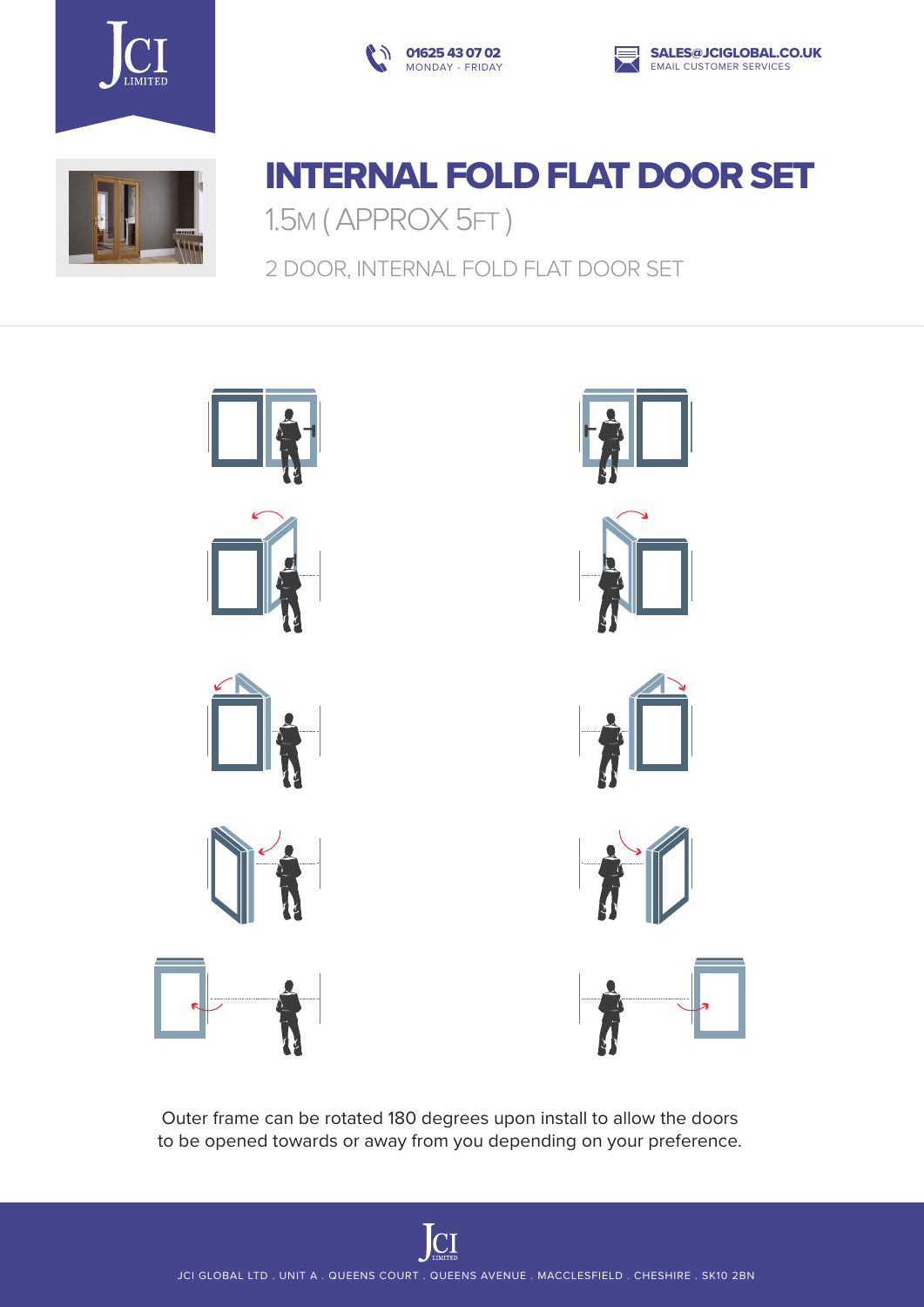01625 43 07 02
MONDAY - FRIDAY

SALES@JCIGLOBAL.CO.UK
EMAIL CUSTOMER SERVICES

# INTERNAL FOLD FLAT DOOR SET

1.5M ( APPROX 5FT )

2 DOOR, INTERNAL FOLD FLAT DOOR SET

Outer frame can be rotated 180 degrees upon install to allow the doors to be opened towards or away from you depending on your preference.

JCI GLOBAL LTD . UNIT A . QUEENS COURT . QUEENS AVENUE . MACCLESFIELD . CHESHIRE . SK10 2BN